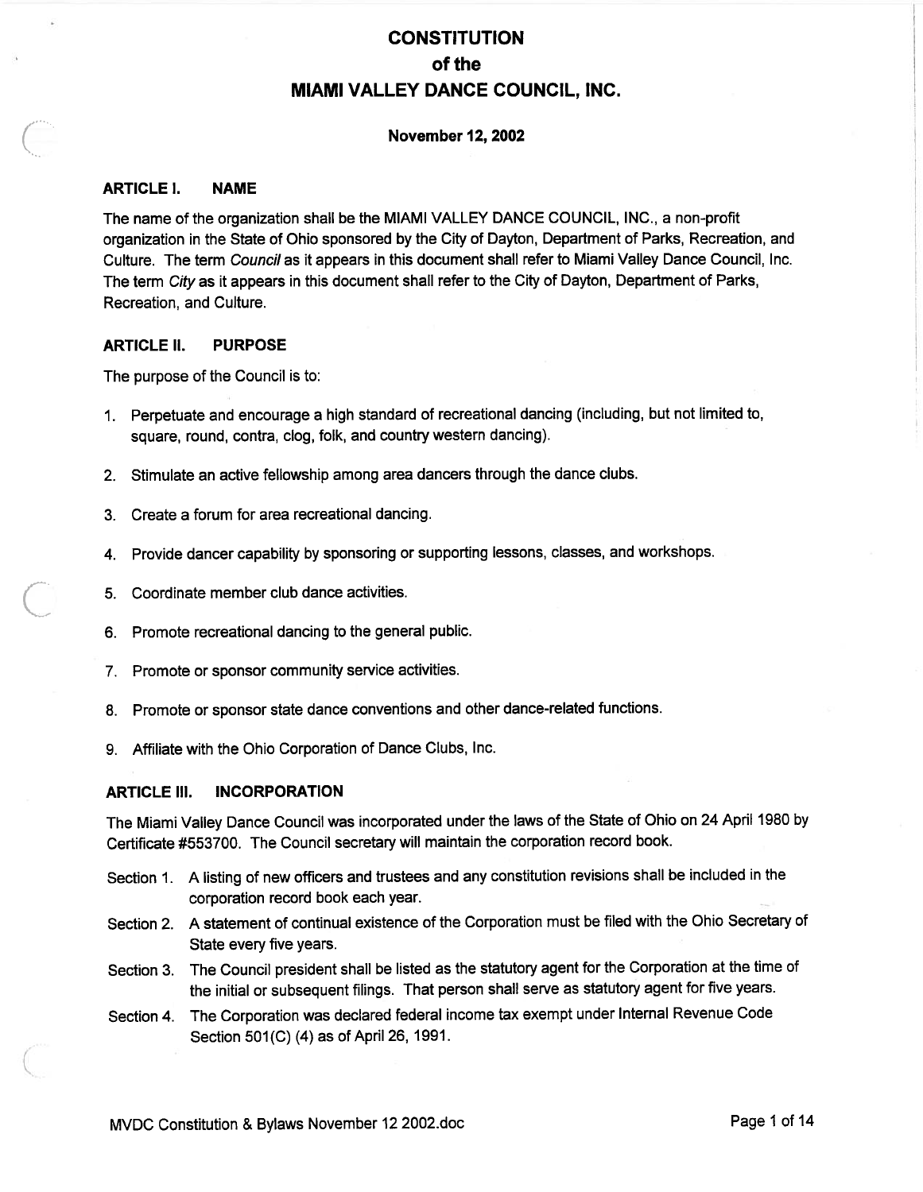# CONSTITUTION
# of the
# MIAMI VALLEY DANCE COUNCIL, INC.

**November 12, 2002**

## ARTICLE I. NAME

The name of the organization shall be the MIAMI VALLEY DANCE COUNCIL, INC., a non-profit organization in the State of Ohio sponsored by the City of Dayton, Department of Parks, Recreation, and Culture. The term *Council* as it appears in this document shall refer to Miami Valley Dance Council, Inc. The term *City* as it appears in this document shall refer to the City of Dayton, Department of Parks, Recreation, and Culture.

## ARTICLE II. PURPOSE

The purpose of the Council is to:

1. Perpetuate and encourage a high standard of recreational dancing (including, but not limited to, square, round, contra, clog, folk, and country western dancing).
2. Stimulate an active fellowship among area dancers through the dance clubs.
3. Create a forum for area recreational dancing.
4. Provide dancer capability by sponsoring or supporting lessons, classes, and workshops.
5. Coordinate member club dance activities.
6. Promote recreational dancing to the general public.
7. Promote or sponsor community service activities.
8. Promote or sponsor state dance conventions and other dance-related functions.
9. Affiliate with the Ohio Corporation of Dance Clubs, Inc.

## ARTICLE III. INCORPORATION

The Miami Valley Dance Council was incorporated under the laws of the State of Ohio on 24 April 1980 by Certificate #553700. The Council secretary will maintain the corporation record book.

Section 1. A listing of new officers and trustees and any constitution revisions shall be included in the corporation record book each year.

Section 2. A statement of continual existence of the Corporation must be filed with the Ohio Secretary of State every five years.

Section 3. The Council president shall be listed as the statutory agent for the Corporation at the time of the initial or subsequent filings. That person shall serve as statutory agent for five years.

Section 4. The Corporation was declared federal income tax exempt under Internal Revenue Code Section 501(C) (4) as of April 26, 1991.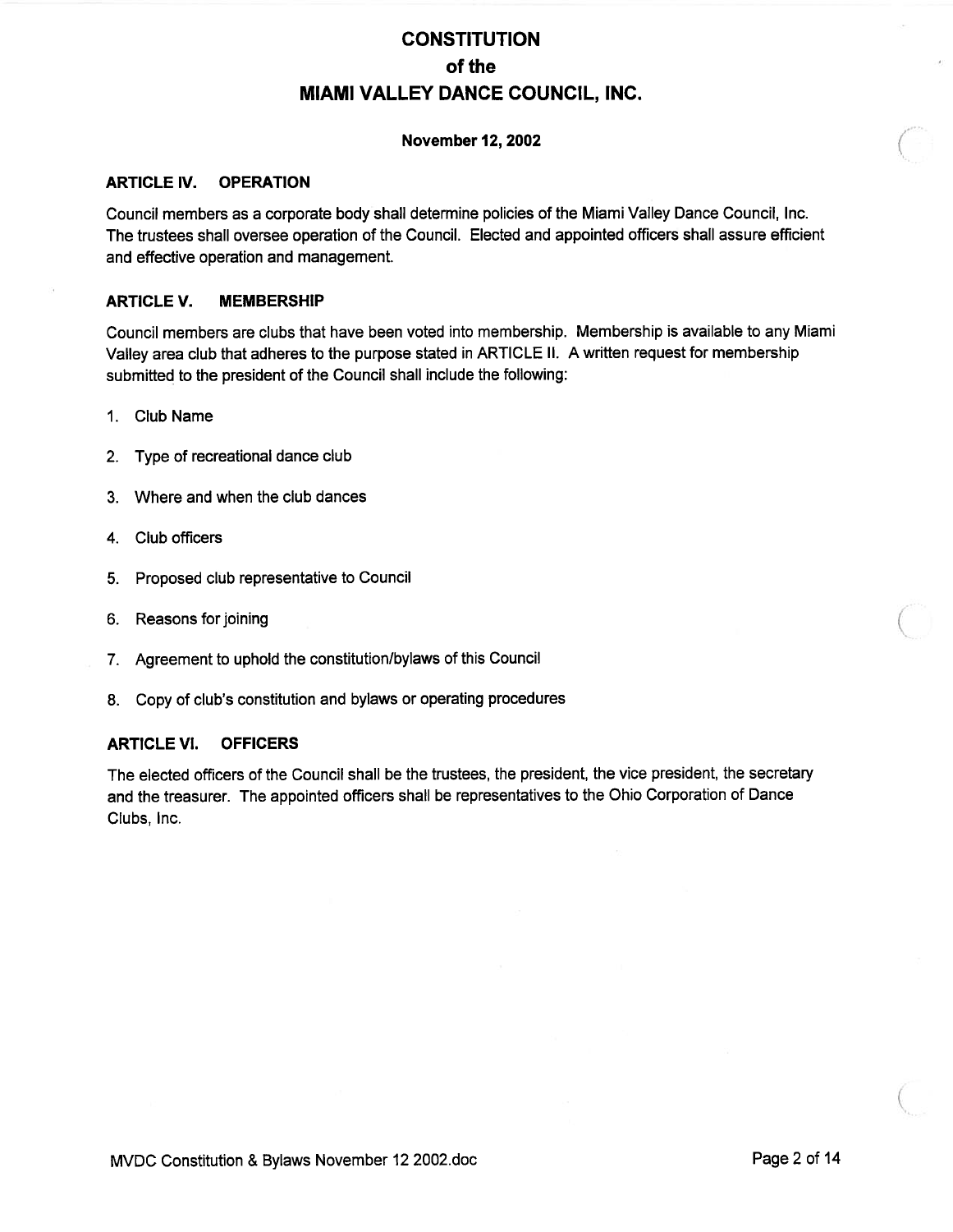# CONSTITUTION
# of the
# MIAMI VALLEY DANCE COUNCIL, INC.

**November 12, 2002**

### ARTICLE IV. OPERATION

Council members as a corporate body shall determine policies of the Miami Valley Dance Council, Inc. The trustees shall oversee operation of the Council. Elected and appointed officers shall assure efficient and effective operation and management.

### ARTICLE V. MEMBERSHIP

Council members are clubs that have been voted into membership. Membership is available to any Miami Valley area club that adheres to the purpose stated in ARTICLE II. A written request for membership submitted to the president of the Council shall include the following:

1. Club Name
2. Type of recreational dance club
3. Where and when the club dances
4. Club officers
5. Proposed club representative to Council
6. Reasons for joining
7. Agreement to uphold the constitution/bylaws of this Council
8. Copy of club's constitution and bylaws or operating procedures

### ARTICLE VI. OFFICERS

The elected officers of the Council shall be the trustees, the president, the vice president, the secretary and the treasurer. The appointed officers shall be representatives to the Ohio Corporation of Dance Clubs, Inc.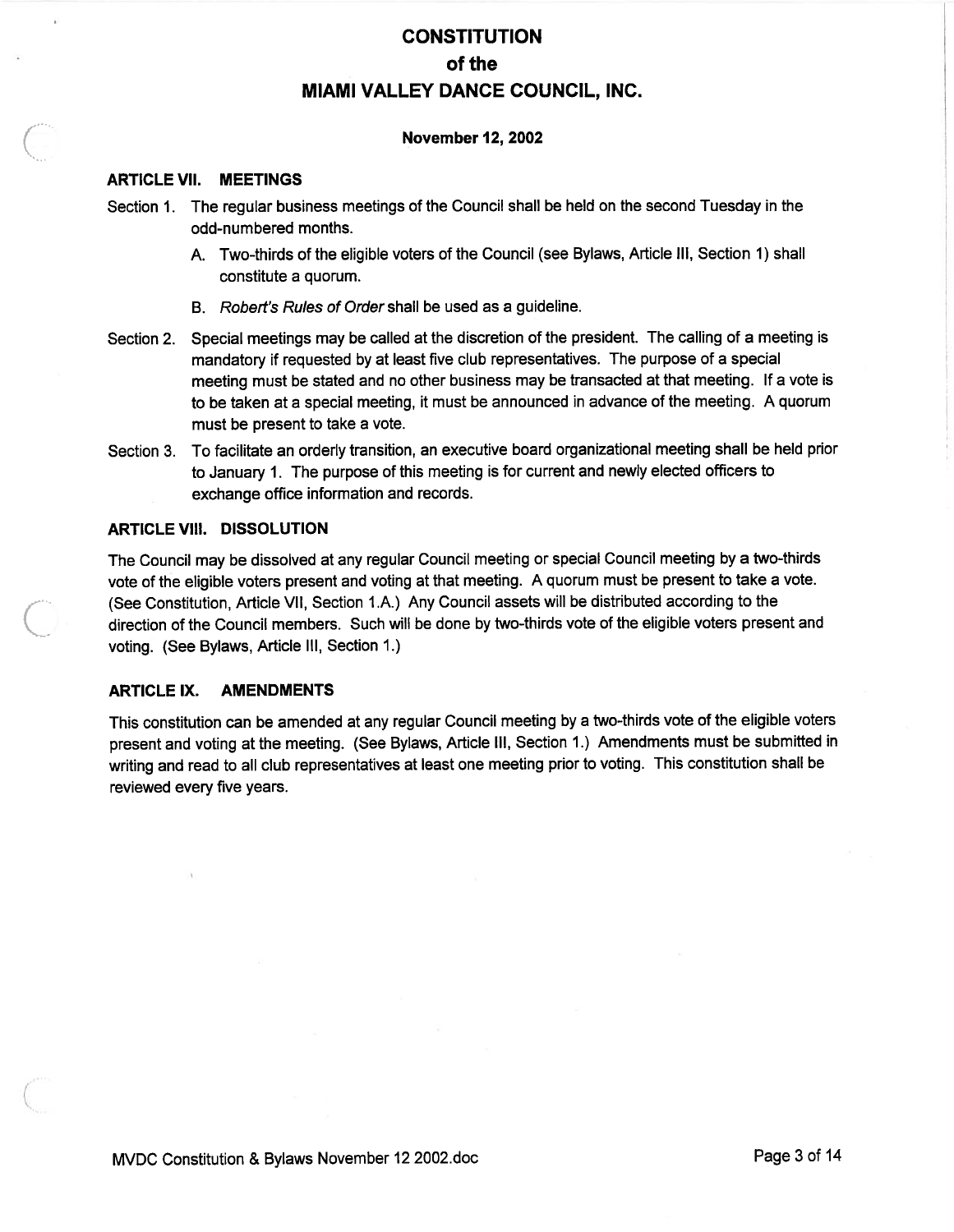# CONSTITUTION
# of the
# MIAMI VALLEY DANCE COUNCIL, INC.

**November 12, 2002**

### ARTICLE VII. MEETINGS

Section 1. The regular business meetings of the Council shall be held on the second Tuesday in the odd-numbered months.

A. Two-thirds of the eligible voters of the Council (see Bylaws, Article III, Section 1) shall constitute a quorum.

B. *Robert's Rules of Order* shall be used as a guideline.

Section 2. Special meetings may be called at the discretion of the president. The calling of a meeting is mandatory if requested by at least five club representatives. The purpose of a special meeting must be stated and no other business may be transacted at that meeting. If a vote is to be taken at a special meeting, it must be announced in advance of the meeting. A quorum must be present to take a vote.

Section 3. To facilitate an orderly transition, an executive board organizational meeting shall be held prior to January 1. The purpose of this meeting is for current and newly elected officers to exchange office information and records.

### ARTICLE VIII. DISSOLUTION

The Council may be dissolved at any regular Council meeting or special Council meeting by a two-thirds vote of the eligible voters present and voting at that meeting. A quorum must be present to take a vote. (See Constitution, Article VII, Section 1.A.) Any Council assets will be distributed according to the direction of the Council members. Such will be done by two-thirds vote of the eligible voters present and voting. (See Bylaws, Article III, Section 1.)

### ARTICLE IX. AMENDMENTS

This constitution can be amended at any regular Council meeting by a two-thirds vote of the eligible voters present and voting at the meeting. (See Bylaws, Article III, Section 1.) Amendments must be submitted in writing and read to all club representatives at least one meeting prior to voting. This constitution shall be reviewed every five years.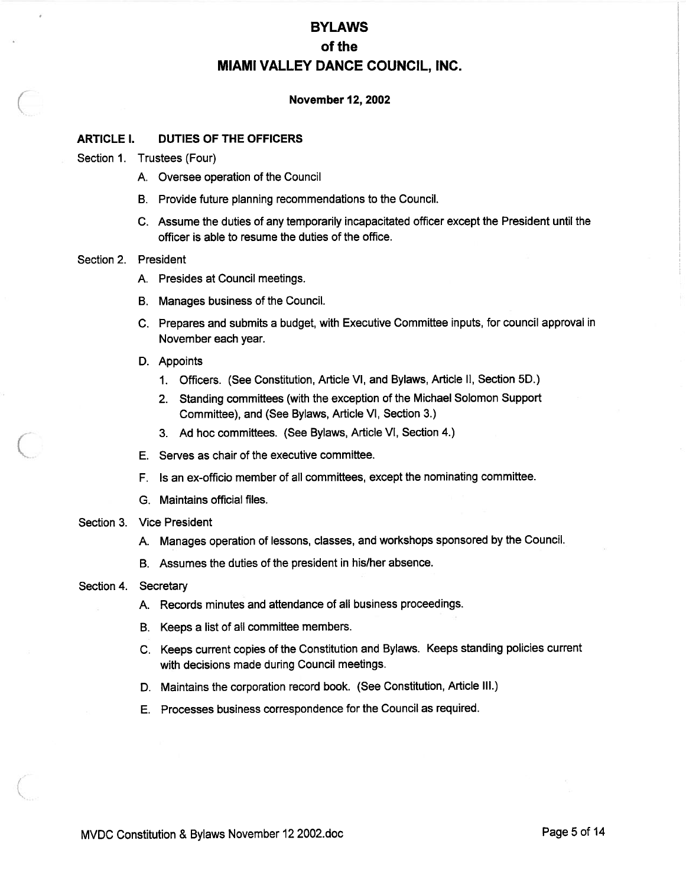# BYLAWS
# of the
# MIAMI VALLEY DANCE COUNCIL, INC.

**November 12, 2002**

## ARTICLE I. DUTIES OF THE OFFICERS

Section 1. Trustees (Four)

A. Oversee operation of the Council

B. Provide future planning recommendations to the Council.

C. Assume the duties of any temporarily incapacitated officer except the President until the officer is able to resume the duties of the office.

Section 2. President

A. Presides at Council meetings.

B. Manages business of the Council.

C. Prepares and submits a budget, with Executive Committee inputs, for council approval in November each year.

D. Appoints

1. Officers. (See Constitution, Article VI, and Bylaws, Article II, Section 5D.)
2. Standing committees (with the exception of the Michael Solomon Support Committee), and (See Bylaws, Article VI, Section 3.)
3. Ad hoc committees. (See Bylaws, Article VI, Section 4.)

E. Serves as chair of the executive committee.

F. Is an ex-officio member of all committees, except the nominating committee.

G. Maintains official files.

Section 3. Vice President

A. Manages operation of lessons, classes, and workshops sponsored by the Council.

B. Assumes the duties of the president in his/her absence.

Section 4. Secretary

A. Records minutes and attendance of all business proceedings.

B. Keeps a list of all committee members.

C. Keeps current copies of the Constitution and Bylaws. Keeps standing policies current with decisions made during Council meetings.

D. Maintains the corporation record book. (See Constitution, Article III.)

E. Processes business correspondence for the Council as required.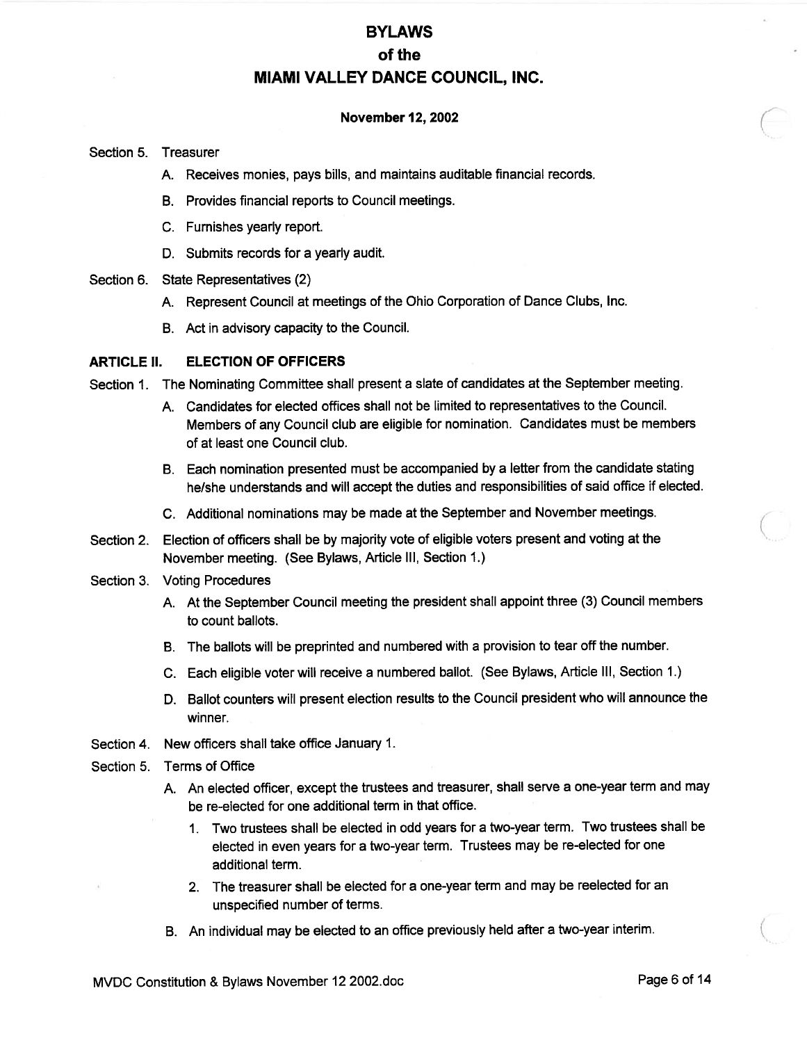# BYLAWS
# of the
# MIAMI VALLEY DANCE COUNCIL, INC.

**November 12, 2002**

Section 5. Treasurer

- A. Receives monies, pays bills, and maintains auditable financial records.
- B. Provides financial reports to Council meetings.
- C. Furnishes yearly report.
- D. Submits records for a yearly audit.

Section 6. State Representatives (2)

- A. Represent Council at meetings of the Ohio Corporation of Dance Clubs, Inc.
- B. Act in advisory capacity to the Council.

## ARTICLE II. ELECTION OF OFFICERS

Section 1. The Nominating Committee shall present a slate of candidates at the September meeting.

- A. Candidates for elected offices shall not be limited to representatives to the Council. Members of any Council club are eligible for nomination. Candidates must be members of at least one Council club.
- B. Each nomination presented must be accompanied by a letter from the candidate stating he/she understands and will accept the duties and responsibilities of said office if elected.
- C. Additional nominations may be made at the September and November meetings.

Section 2. Election of officers shall be by majority vote of eligible voters present and voting at the November meeting. (See Bylaws, Article III, Section 1.)

Section 3. Voting Procedures

- A. At the September Council meeting the president shall appoint three (3) Council members to count ballots.
- B. The ballots will be preprinted and numbered with a provision to tear off the number.
- C. Each eligible voter will receive a numbered ballot. (See Bylaws, Article III, Section 1.)
- D. Ballot counters will present election results to the Council president who will announce the winner.

Section 4. New officers shall take office January 1.

Section 5. Terms of Office

- A. An elected officer, except the trustees and treasurer, shall serve a one-year term and may be re-elected for one additional term in that office.
  1. Two trustees shall be elected in odd years for a two-year term. Two trustees shall be elected in even years for a two-year term. Trustees may be re-elected for one additional term.
  2. The treasurer shall be elected for a one-year term and may be reelected for an unspecified number of terms.
- B. An individual may be elected to an office previously held after a two-year interim.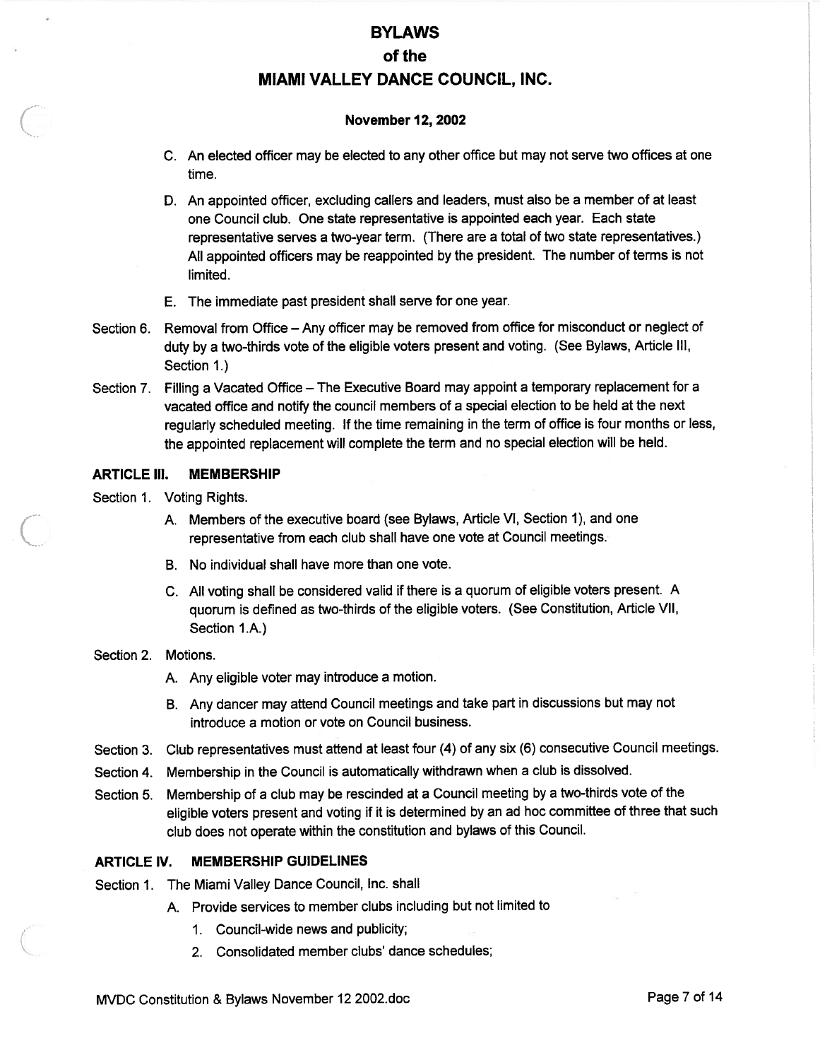# BYLAWS
# of the
# MIAMI VALLEY DANCE COUNCIL, INC.

**November 12, 2002**

C. An elected officer may be elected to any other office but may not serve two offices at one time.

D. An appointed officer, excluding callers and leaders, must also be a member of at least one Council club. One state representative is appointed each year. Each state representative serves a two-year term. (There are a total of two state representatives.) All appointed officers may be reappointed by the president. The number of terms is not limited.

E. The immediate past president shall serve for one year.

Section 6. Removal from Office – Any officer may be removed from office for misconduct or neglect of duty by a two-thirds vote of the eligible voters present and voting. (See Bylaws, Article III, Section 1.)

Section 7. Filling a Vacated Office – The Executive Board may appoint a temporary replacement for a vacated office and notify the council members of a special election to be held at the next regularly scheduled meeting. If the time remaining in the term of office is four months or less, the appointed replacement will complete the term and no special election will be held.

## ARTICLE III. MEMBERSHIP

Section 1. Voting Rights.

A. Members of the executive board (see Bylaws, Article VI, Section 1), and one representative from each club shall have one vote at Council meetings.

B. No individual shall have more than one vote.

C. All voting shall be considered valid if there is a quorum of eligible voters present. A quorum is defined as two-thirds of the eligible voters. (See Constitution, Article VII, Section 1.A.)

Section 2. Motions.

A. Any eligible voter may introduce a motion.

B. Any dancer may attend Council meetings and take part in discussions but may not introduce a motion or vote on Council business.

Section 3. Club representatives must attend at least four (4) of any six (6) consecutive Council meetings.

Section 4. Membership in the Council is automatically withdrawn when a club is dissolved.

Section 5. Membership of a club may be rescinded at a Council meeting by a two-thirds vote of the eligible voters present and voting if it is determined by an ad hoc committee of three that such club does not operate within the constitution and bylaws of this Council.

## ARTICLE IV. MEMBERSHIP GUIDELINES

Section 1. The Miami Valley Dance Council, Inc. shall

A. Provide services to member clubs including but not limited to

1. Council-wide news and publicity;
2. Consolidated member clubs' dance schedules;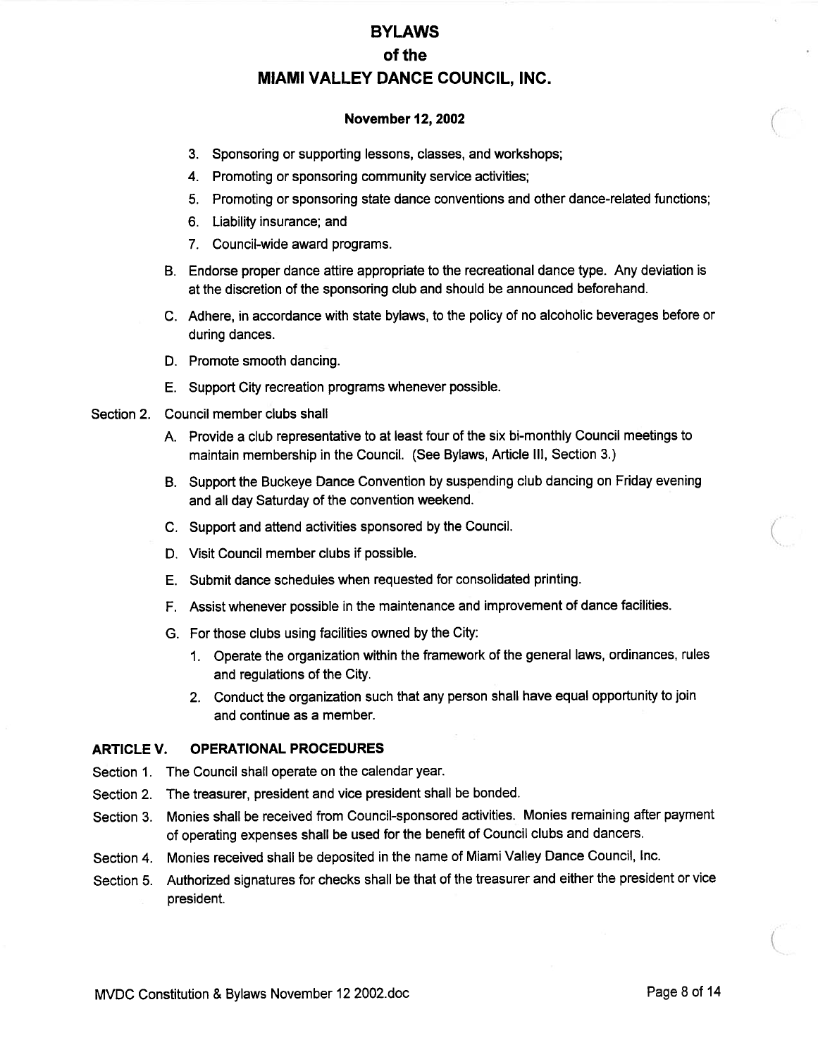# BYLAWS
# of the
# MIAMI VALLEY DANCE COUNCIL, INC.

**November 12, 2002**

3. Sponsoring or supporting lessons, classes, and workshops;
4. Promoting or sponsoring community service activities;
5. Promoting or sponsoring state dance conventions and other dance-related functions;
6. Liability insurance; and
7. Council-wide award programs.

B. Endorse proper dance attire appropriate to the recreational dance type. Any deviation is at the discretion of the sponsoring club and should be announced beforehand.

C. Adhere, in accordance with state bylaws, to the policy of no alcoholic beverages before or during dances.

D. Promote smooth dancing.

E. Support City recreation programs whenever possible.

Section 2. Council member clubs shall

A. Provide a club representative to at least four of the six bi-monthly Council meetings to maintain membership in the Council. (See Bylaws, Article III, Section 3.)

B. Support the Buckeye Dance Convention by suspending club dancing on Friday evening and all day Saturday of the convention weekend.

C. Support and attend activities sponsored by the Council.

D. Visit Council member clubs if possible.

E. Submit dance schedules when requested for consolidated printing.

F. Assist whenever possible in the maintenance and improvement of dance facilities.

G. For those clubs using facilities owned by the City:

1. Operate the organization within the framework of the general laws, ordinances, rules and regulations of the City.
2. Conduct the organization such that any person shall have equal opportunity to join and continue as a member.

## ARTICLE V. OPERATIONAL PROCEDURES

Section 1. The Council shall operate on the calendar year.

Section 2. The treasurer, president and vice president shall be bonded.

Section 3. Monies shall be received from Council-sponsored activities. Monies remaining after payment of operating expenses shall be used for the benefit of Council clubs and dancers.

Section 4. Monies received shall be deposited in the name of Miami Valley Dance Council, Inc.

Section 5. Authorized signatures for checks shall be that of the treasurer and either the president or vice president.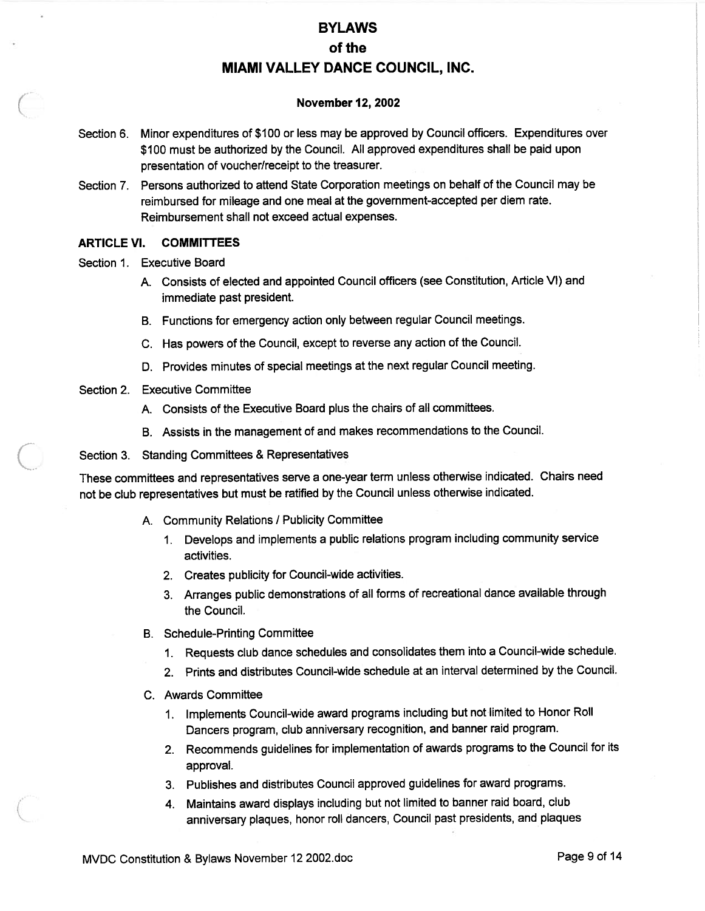Section 6. Minor expenditures of $100 or less may be approved by Council officers. Expenditures over $100 must be authorized by the Council. All approved expenditures shall be paid upon presentation of voucher/receipt to the treasurer.

Section 7. Persons authorized to attend State Corporation meetings on behalf of the Council may be reimbursed for mileage and one meal at the government-accepted per diem rate. Reimbursement shall not exceed actual expenses.

## ARTICLE VI. COMMITTEES

Section 1. Executive Board

A. Consists of elected and appointed Council officers (see Constitution, Article VI) and immediate past president.

B. Functions for emergency action only between regular Council meetings.

C. Has powers of the Council, except to reverse any action of the Council.

D. Provides minutes of special meetings at the next regular Council meeting.

Section 2. Executive Committee

A. Consists of the Executive Board plus the chairs of all committees.

B. Assists in the management of and makes recommendations to the Council.

Section 3. Standing Committees & Representatives

These committees and representatives serve a one-year term unless otherwise indicated. Chairs need not be club representatives but must be ratified by the Council unless otherwise indicated.

A. Community Relations / Publicity Committee
   1. Develops and implements a public relations program including community service activities.
   2. Creates publicity for Council-wide activities.
   3. Arranges public demonstrations of all forms of recreational dance available through the Council.

B. Schedule-Printing Committee
   1. Requests club dance schedules and consolidates them into a Council-wide schedule.
   2. Prints and distributes Council-wide schedule at an interval determined by the Council.

C. Awards Committee
   1. Implements Council-wide award programs including but not limited to Honor Roll Dancers program, club anniversary recognition, and banner raid program.
   2. Recommends guidelines for implementation of awards programs to the Council for its approval.
   3. Publishes and distributes Council approved guidelines for award programs.
   4. Maintains award displays including but not limited to banner raid board, club anniversary plaques, honor roll dancers, Council past presidents, and plaques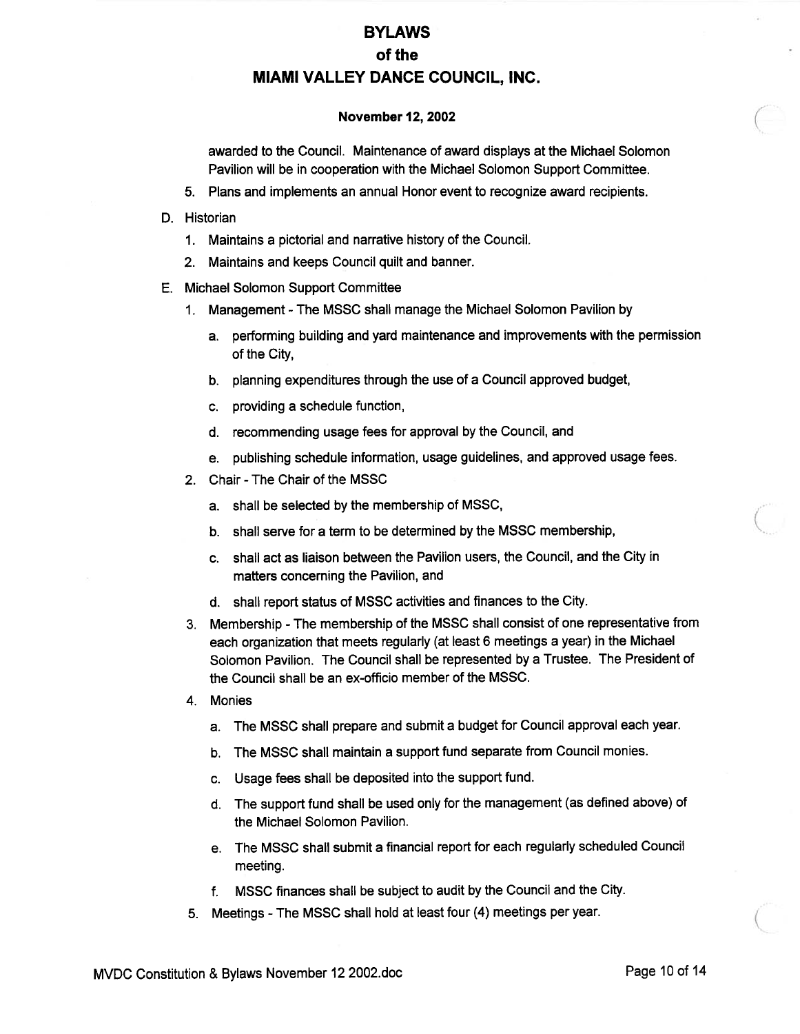awarded to the Council. Maintenance of award displays at the Michael Solomon Pavilion will be in cooperation with the Michael Solomon Support Committee.

5. Plans and implements an annual Honor event to recognize award recipients.

D. Historian

   1. Maintains a pictorial and narrative history of the Council.
   2. Maintains and keeps Council quilt and banner.

E. Michael Solomon Support Committee

   1. Management - The MSSC shall manage the Michael Solomon Pavilion by
      a. performing building and yard maintenance and improvements with the permission of the City,
      b. planning expenditures through the use of a Council approved budget,
      c. providing a schedule function,
      d. recommending usage fees for approval by the Council, and
      e. publishing schedule information, usage guidelines, and approved usage fees.
   2. Chair - The Chair of the MSSC
      a. shall be selected by the membership of MSSC,
      b. shall serve for a term to be determined by the MSSC membership,
      c. shall act as liaison between the Pavilion users, the Council, and the City in matters concerning the Pavilion, and
      d. shall report status of MSSC activities and finances to the City.
   3. Membership - The membership of the MSSC shall consist of one representative from each organization that meets regularly (at least 6 meetings a year) in the Michael Solomon Pavilion. The Council shall be represented by a Trustee. The President of the Council shall be an ex-officio member of the MSSC.
   4. Monies
      a. The MSSC shall prepare and submit a budget for Council approval each year.
      b. The MSSC shall maintain a support fund separate from Council monies.
      c. Usage fees shall be deposited into the support fund.
      d. The support fund shall be used only for the management (as defined above) of the Michael Solomon Pavilion.
      e. The MSSC shall submit a financial report for each regularly scheduled Council meeting.
      f. MSSC finances shall be subject to audit by the Council and the City.
   5. Meetings - The MSSC shall hold at least four (4) meetings per year.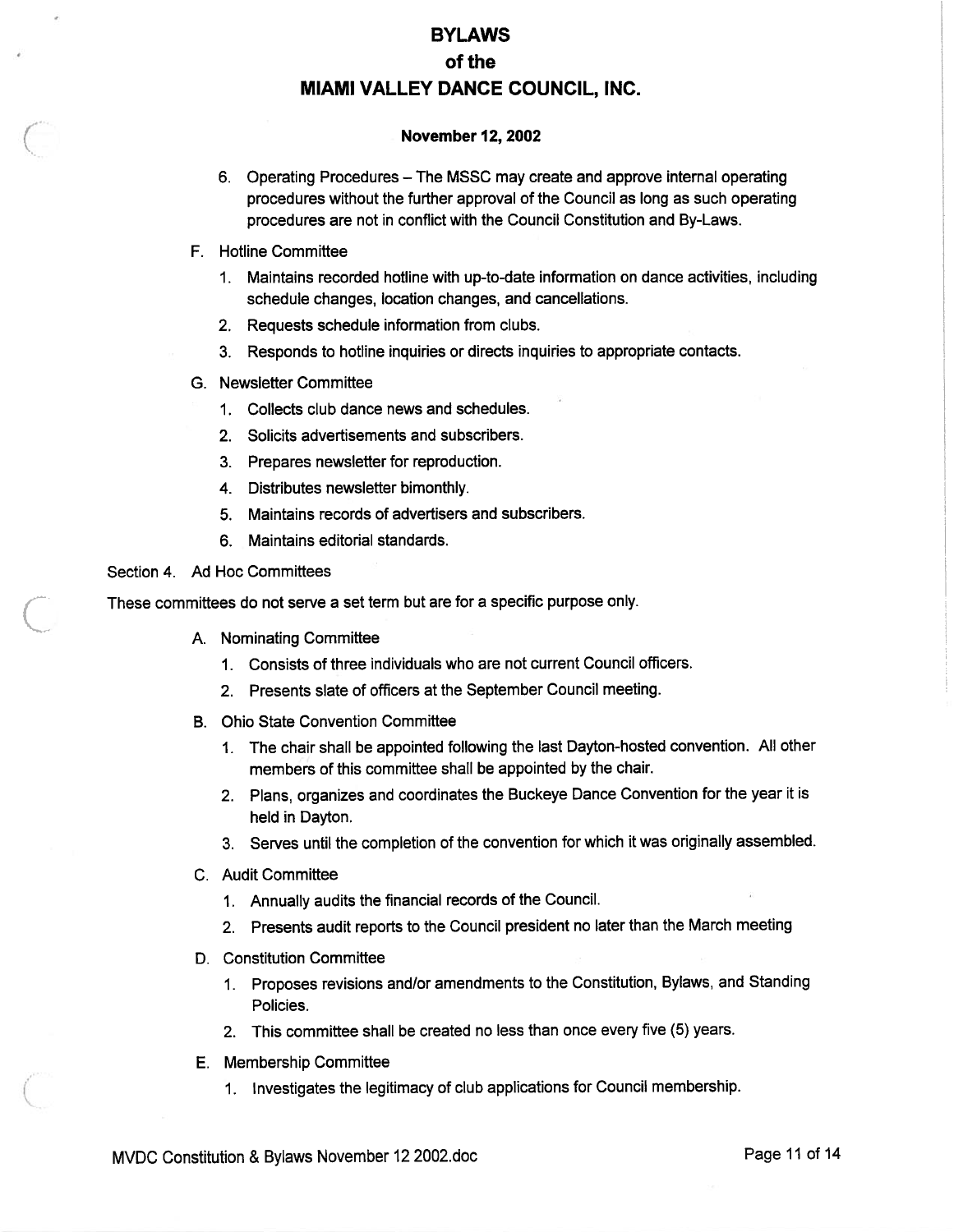6. Operating Procedures – The MSSC may create and approve internal operating procedures without the further approval of the Council as long as such operating procedures are not in conflict with the Council Constitution and By-Laws.

F. Hotline Committee

1. Maintains recorded hotline with up-to-date information on dance activities, including schedule changes, location changes, and cancellations.
2. Requests schedule information from clubs.
3. Responds to hotline inquiries or directs inquiries to appropriate contacts.

G. Newsletter Committee

1. Collects club dance news and schedules.
2. Solicits advertisements and subscribers.
3. Prepares newsletter for reproduction.
4. Distributes newsletter bimonthly.
5. Maintains records of advertisers and subscribers.
6. Maintains editorial standards.

Section 4. Ad Hoc Committees

These committees do not serve a set term but are for a specific purpose only.

A. Nominating Committee

1. Consists of three individuals who are not current Council officers.
2. Presents slate of officers at the September Council meeting.

B. Ohio State Convention Committee

1. The chair shall be appointed following the last Dayton-hosted convention. All other members of this committee shall be appointed by the chair.
2. Plans, organizes and coordinates the Buckeye Dance Convention for the year it is held in Dayton.
3. Serves until the completion of the convention for which it was originally assembled.

C. Audit Committee

1. Annually audits the financial records of the Council.
2. Presents audit reports to the Council president no later than the March meeting

D. Constitution Committee

1. Proposes revisions and/or amendments to the Constitution, Bylaws, and Standing Policies.
2. This committee shall be created no less than once every five (5) years.

E. Membership Committee

1. Investigates the legitimacy of club applications for Council membership.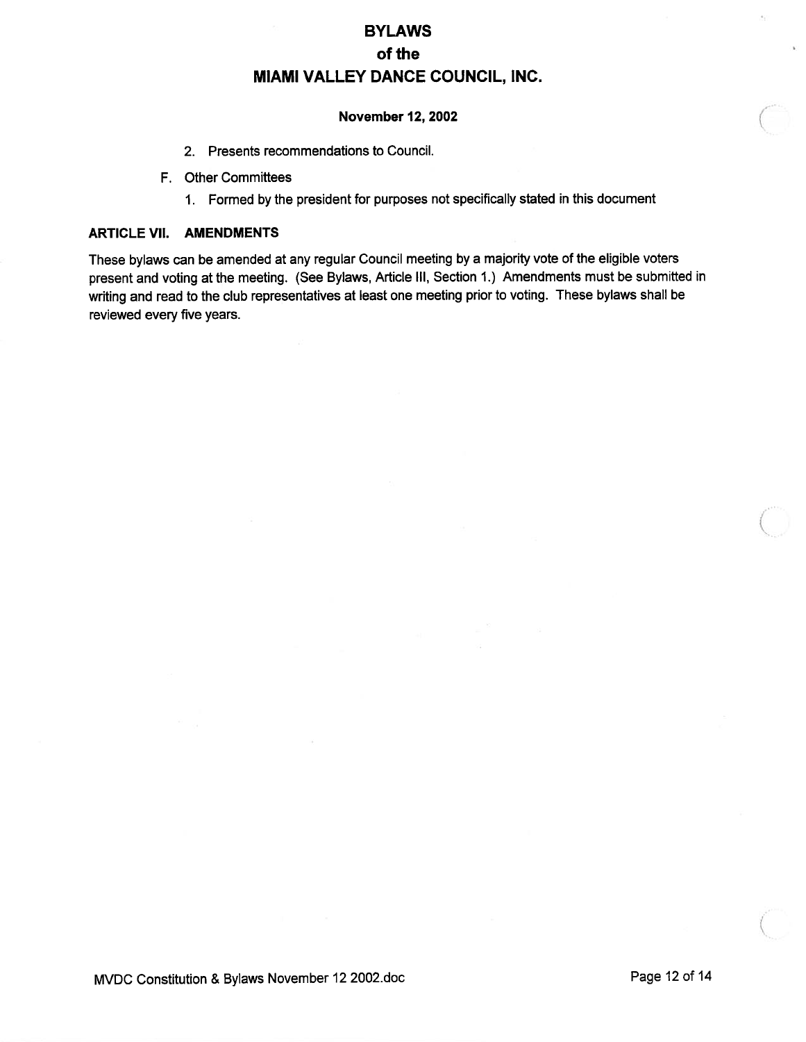2. Presents recommendations to Council.

F. Other Committees

1. Formed by the president for purposes not specifically stated in this document

## ARTICLE VII. AMENDMENTS

These bylaws can be amended at any regular Council meeting by a majority vote of the eligible voters present and voting at the meeting. (See Bylaws, Article III, Section 1.) Amendments must be submitted in writing and read to the club representatives at least one meeting prior to voting. These bylaws shall be reviewed every five years.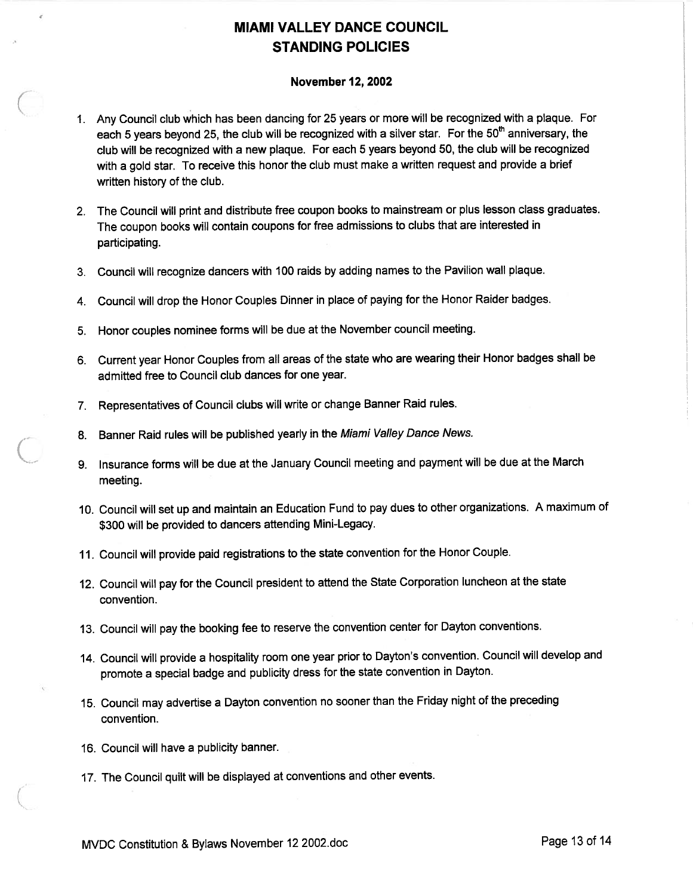# MIAMI VALLEY DANCE COUNCIL
# STANDING POLICIES

**November 12, 2002**

1. Any Council club which has been dancing for 25 years or more will be recognized with a plaque. For each 5 years beyond 25, the club will be recognized with a silver star. For the 50th anniversary, the club will be recognized with a new plaque. For each 5 years beyond 50, the club will be recognized with a gold star. To receive this honor the club must make a written request and provide a brief written history of the club.

2. The Council will print and distribute free coupon books to mainstream or plus lesson class graduates. The coupon books will contain coupons for free admissions to clubs that are interested in participating.

3. Council will recognize dancers with 100 raids by adding names to the Pavilion wall plaque.

4. Council will drop the Honor Couples Dinner in place of paying for the Honor Raider badges.

5. Honor couples nominee forms will be due at the November council meeting.

6. Current year Honor Couples from all areas of the state who are wearing their Honor badges shall be admitted free to Council club dances for one year.

7. Representatives of Council clubs will write or change Banner Raid rules.

8. Banner Raid rules will be published yearly in the *Miami Valley Dance News.*

9. Insurance forms will be due at the January Council meeting and payment will be due at the March meeting.

10. Council will set up and maintain an Education Fund to pay dues to other organizations. A maximum of $300 will be provided to dancers attending Mini-Legacy.

11. Council will provide paid registrations to the state convention for the Honor Couple.

12. Council will pay for the Council president to attend the State Corporation luncheon at the state convention.

13. Council will pay the booking fee to reserve the convention center for Dayton conventions.

14. Council will provide a hospitality room one year prior to Dayton's convention. Council will develop and promote a special badge and publicity dress for the state convention in Dayton.

15. Council may advertise a Dayton convention no sooner than the Friday night of the preceding convention.

16. Council will have a publicity banner.

17. The Council quilt will be displayed at conventions and other events.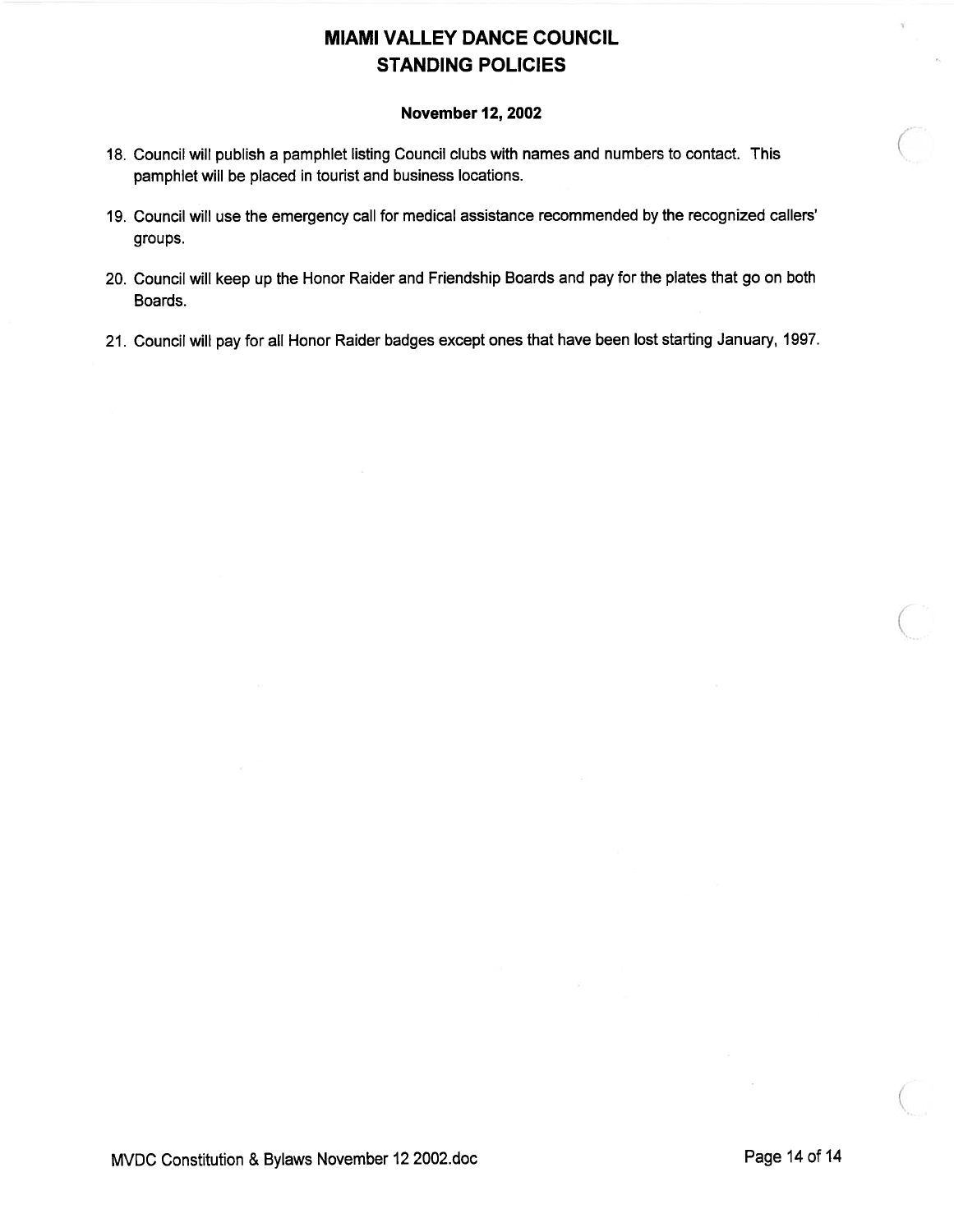# MIAMI VALLEY DANCE COUNCIL
## STANDING POLICIES

**November 12, 2002**

18. Council will publish a pamphlet listing Council clubs with names and numbers to contact. This pamphlet will be placed in tourist and business locations.

19. Council will use the emergency call for medical assistance recommended by the recognized callers' groups.

20. Council will keep up the Honor Raider and Friendship Boards and pay for the plates that go on both Boards.

21. Council will pay for all Honor Raider badges except ones that have been lost starting January, 1997.